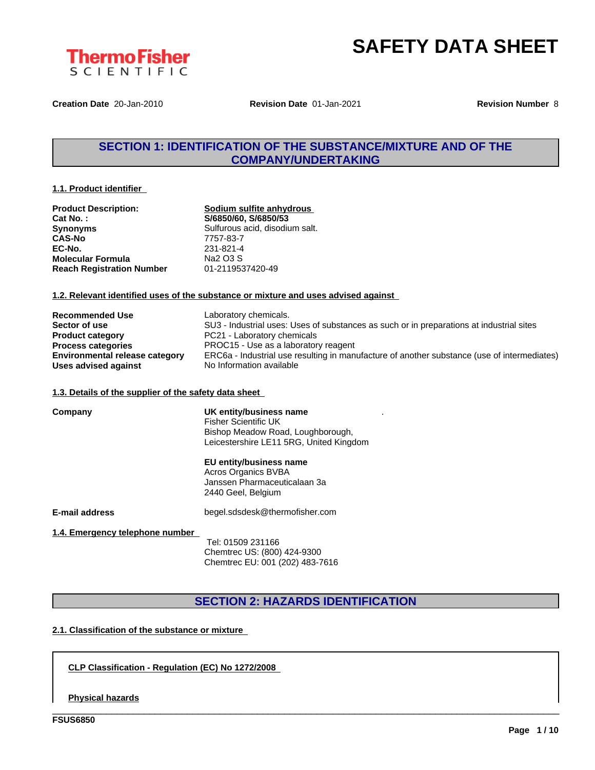# SAFETY DATA SHEET

**Creation Date** 20-Jan-2010 **Revision Date** 01-Jan-2021 **Revision Number** 8

## SECTION 1: IDENTIFICATION OF THE SUBSTANCE/MIXTURE AND OF THE COMPANY/UNDERTAKING

### 1.1. Product identifier

| | |
|---|---|
| **Product Description:** | **Sodium sulfite anhydrous** |
| **Cat No. :** | **S/6850/60, S/6850/53** |
| **Synonyms** | Sulfurous acid, disodium salt. |
| **CAS-No** | 7757-83-7 |
| **EC-No.** | 231-821-4 |
| **Molecular Formula** | Na2 O3 S |
| **Reach Registration Number** | 01-2119537420-49 |

### 1.2. Relevant identified uses of the substance or mixture and uses advised against

| | |
|---|---|
| **Recommended Use** | Laboratory chemicals. |
| **Sector of use** | SU3 - Industrial uses: Uses of substances as such or in preparations at industrial sites |
| **Product category** | PC21 - Laboratory chemicals |
| **Process categories** | PROC15 - Use as a laboratory reagent |
| **Environmental release category** | ERC6a - Industrial use resulting in manufacture of another substance (use of intermediates) |
| **Uses advised against** | No Information available |

### 1.3. Details of the supplier of the safety data sheet

**Company**

**UK entity/business name**
Fisher Scientific UK
Bishop Meadow Road, Loughborough,
Leicestershire LE11 5RG, United Kingdom

**EU entity/business name**
Acros Organics BVBA
Janssen Pharmaceuticalaan 3a
2440 Geel, Belgium

**E-mail address** begel.sdsdesk@thermofisher.com

### 1.4. Emergency telephone number

Tel: 01509 231166
Chemtrec US: (800) 424-9300
Chemtrec EU: 001 (202) 483-7616

## SECTION 2: HAZARDS IDENTIFICATION

### 2.1. Classification of the substance or mixture

**CLP Classification - Regulation (EC) No 1272/2008**

**Physical hazards**

FSUS6850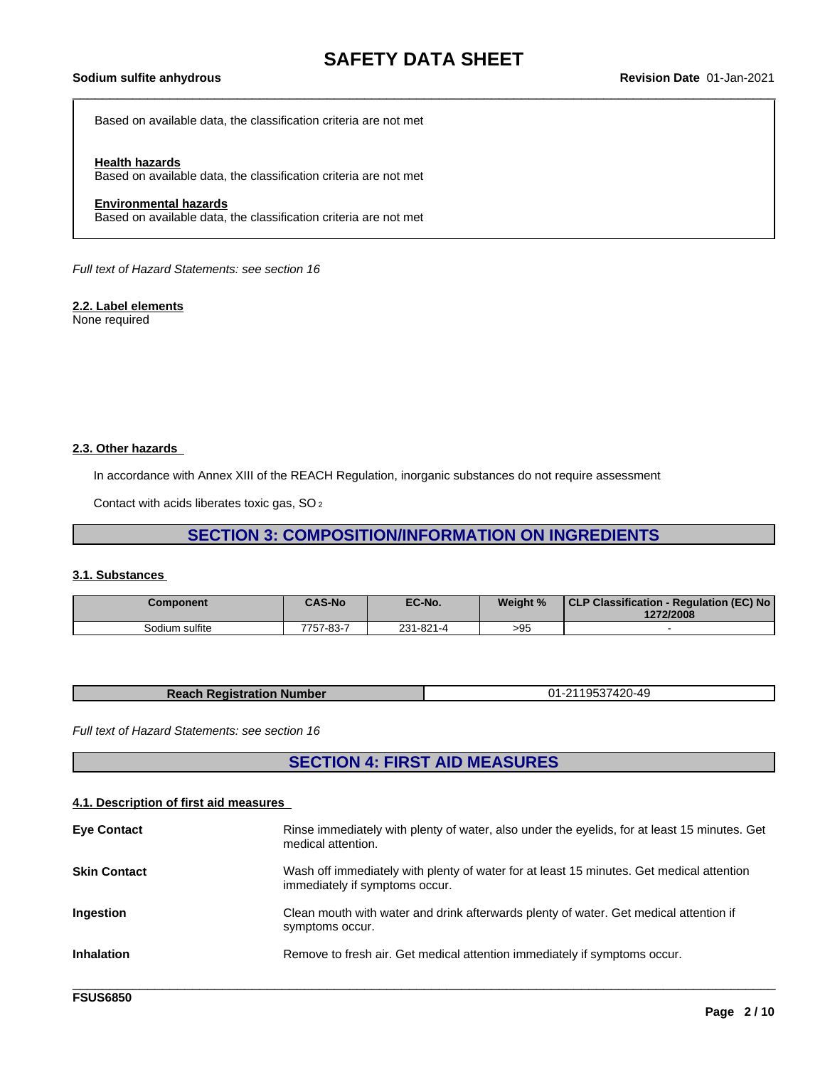Based on available data, the classification criteria are not met

**Health hazards**
Based on available data, the classification criteria are not met

**Environmental hazards**
Based on available data, the classification criteria are not met

*Full text of Hazard Statements: see section 16*

### 2.2. Label elements

None required

### 2.3. Other hazards

In accordance with Annex XIII of the REACH Regulation, inorganic substances do not require assessment

Contact with acids liberates toxic gas, $SO_2$

## SECTION 3: COMPOSITION/INFORMATION ON INGREDIENTS

### 3.1. Substances

| Component | CAS-No | EC-No. | Weight % | CLP Classification - Regulation (EC) No 1272/2008 |
|---|---|---|---|---|
| Sodium sulfite | 7757-83-7 | 231-821-4 | >95 | - |

| Reach Registration Number | 01-2119537420-49 |
|---|---|

*Full text of Hazard Statements: see section 16*

## SECTION 4: FIRST AID MEASURES

### 4.1. Description of first aid measures

**Eye Contact** Rinse immediately with plenty of water, also under the eyelids, for at least 15 minutes. Get medical attention.

**Skin Contact** Wash off immediately with plenty of water for at least 15 minutes. Get medical attention immediately if symptoms occur.

**Ingestion** Clean mouth with water and drink afterwards plenty of water. Get medical attention if symptoms occur.

**Inhalation** Remove to fresh air. Get medical attention immediately if symptoms occur.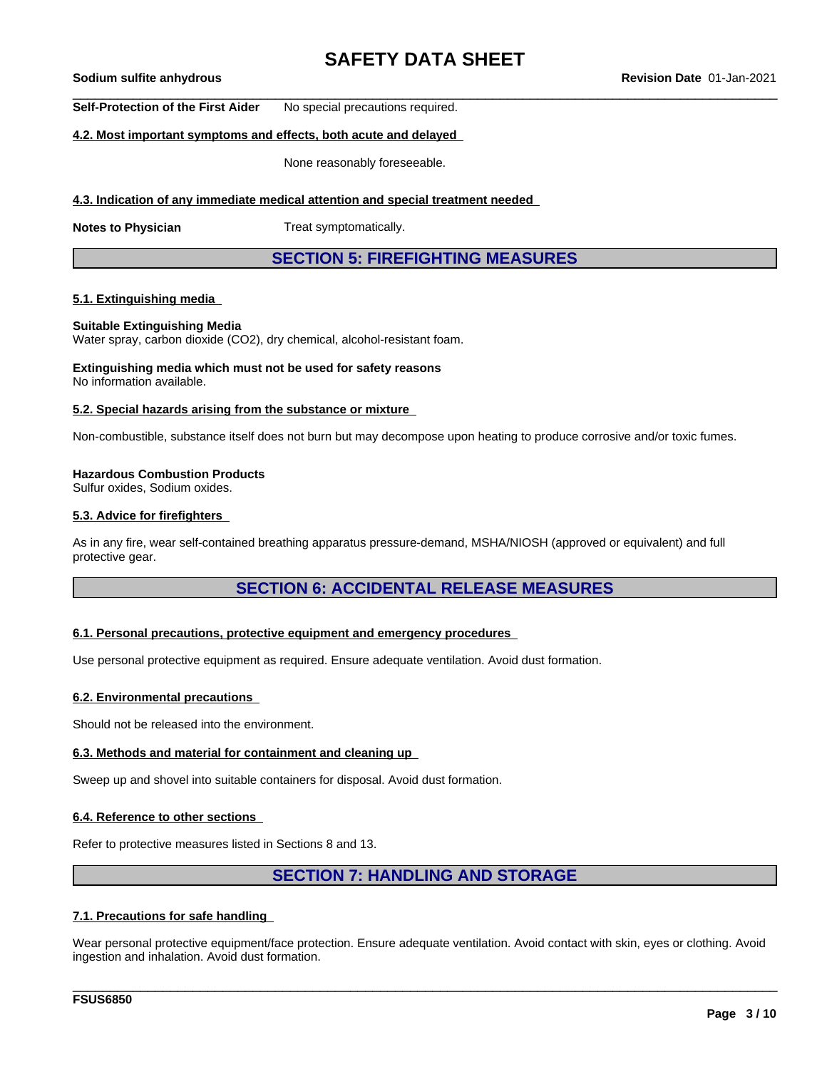**Self-Protection of the First Aider** No special precautions required.

**4.2. Most important symptoms and effects, both acute and delayed**

None reasonably foreseeable.

**4.3. Indication of any immediate medical attention and special treatment needed**

**Notes to Physician** Treat symptomatically.

## SECTION 5: FIREFIGHTING MEASURES

**5.1. Extinguishing media**

**Suitable Extinguishing Media**
Water spray, carbon dioxide (CO2), dry chemical, alcohol-resistant foam.

**Extinguishing media which must not be used for safety reasons**
No information available.

**5.2. Special hazards arising from the substance or mixture**

Non-combustible, substance itself does not burn but may decompose upon heating to produce corrosive and/or toxic fumes.

**Hazardous Combustion Products**
Sulfur oxides, Sodium oxides.

**5.3. Advice for firefighters**

As in any fire, wear self-contained breathing apparatus pressure-demand, MSHA/NIOSH (approved or equivalent) and full protective gear.

## SECTION 6: ACCIDENTAL RELEASE MEASURES

**6.1. Personal precautions, protective equipment and emergency procedures**

Use personal protective equipment as required. Ensure adequate ventilation. Avoid dust formation.

**6.2. Environmental precautions**

Should not be released into the environment.

**6.3. Methods and material for containment and cleaning up**

Sweep up and shovel into suitable containers for disposal. Avoid dust formation.

**6.4. Reference to other sections**

Refer to protective measures listed in Sections 8 and 13.

## SECTION 7: HANDLING AND STORAGE

**7.1. Precautions for safe handling**

Wear personal protective equipment/face protection. Ensure adequate ventilation. Avoid contact with skin, eyes or clothing. Avoid ingestion and inhalation. Avoid dust formation.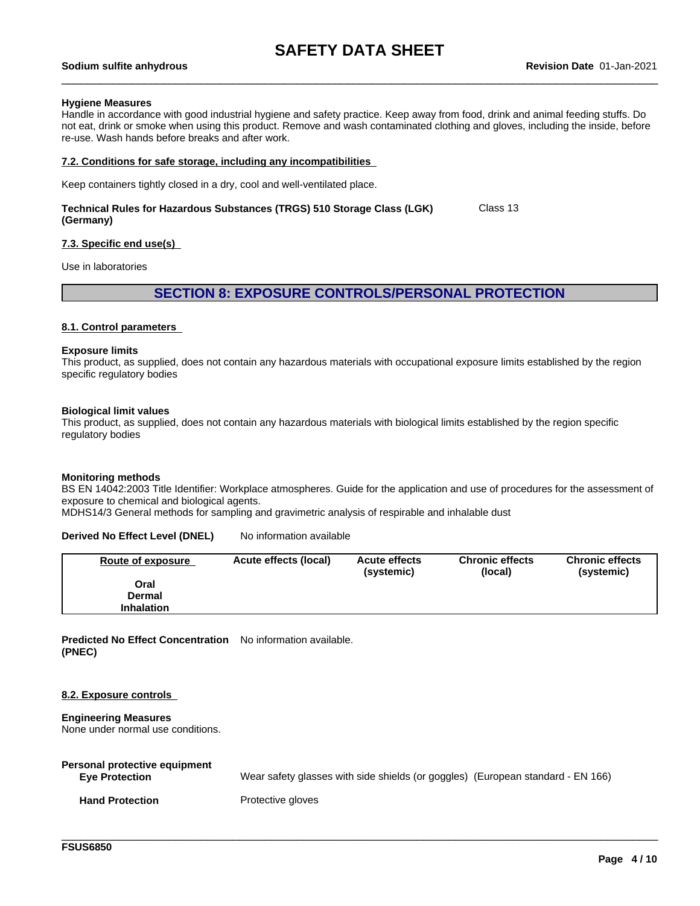**Hygiene Measures**
Handle in accordance with good industrial hygiene and safety practice. Keep away from food, drink and animal feeding stuffs. Do not eat, drink or smoke when using this product. Remove and wash contaminated clothing and gloves, including the inside, before re-use. Wash hands before breaks and after work.

### 7.2. Conditions for safe storage, including any incompatibilities

Keep containers tightly closed in a dry, cool and well-ventilated place.

**Technical Rules for Hazardous Substances (TRGS) 510 Storage Class (LGK) (Germany)** Class 13

### 7.3. Specific end use(s)

Use in laboratories

## SECTION 8: EXPOSURE CONTROLS/PERSONAL PROTECTION

### 8.1. Control parameters

**Exposure limits**
This product, as supplied, does not contain any hazardous materials with occupational exposure limits established by the region specific regulatory bodies

**Biological limit values**
This product, as supplied, does not contain any hazardous materials with biological limits established by the region specific regulatory bodies

**Monitoring methods**
BS EN 14042:2003 Title Identifier: Workplace atmospheres. Guide for the application and use of procedures for the assessment of exposure to chemical and biological agents.
MDHS14/3 General methods for sampling and gravimetric analysis of respirable and inhalable dust

**Derived No Effect Level (DNEL)** No information available

| Route of exposure | Acute effects (local) | Acute effects (systemic) | Chronic effects (local) | Chronic effects (systemic) |
|---|---|---|---|---|
| Oral | | | | |
| Dermal | | | | |
| Inhalation | | | | |

**Predicted No Effect Concentration (PNEC)** No information available.

### 8.2. Exposure controls

**Engineering Measures**
None under normal use conditions.

**Personal protective equipment**

**Eye Protection** Wear safety glasses with side shields (or goggles) (European standard - EN 166)

**Hand Protection** Protective gloves

FSUS6850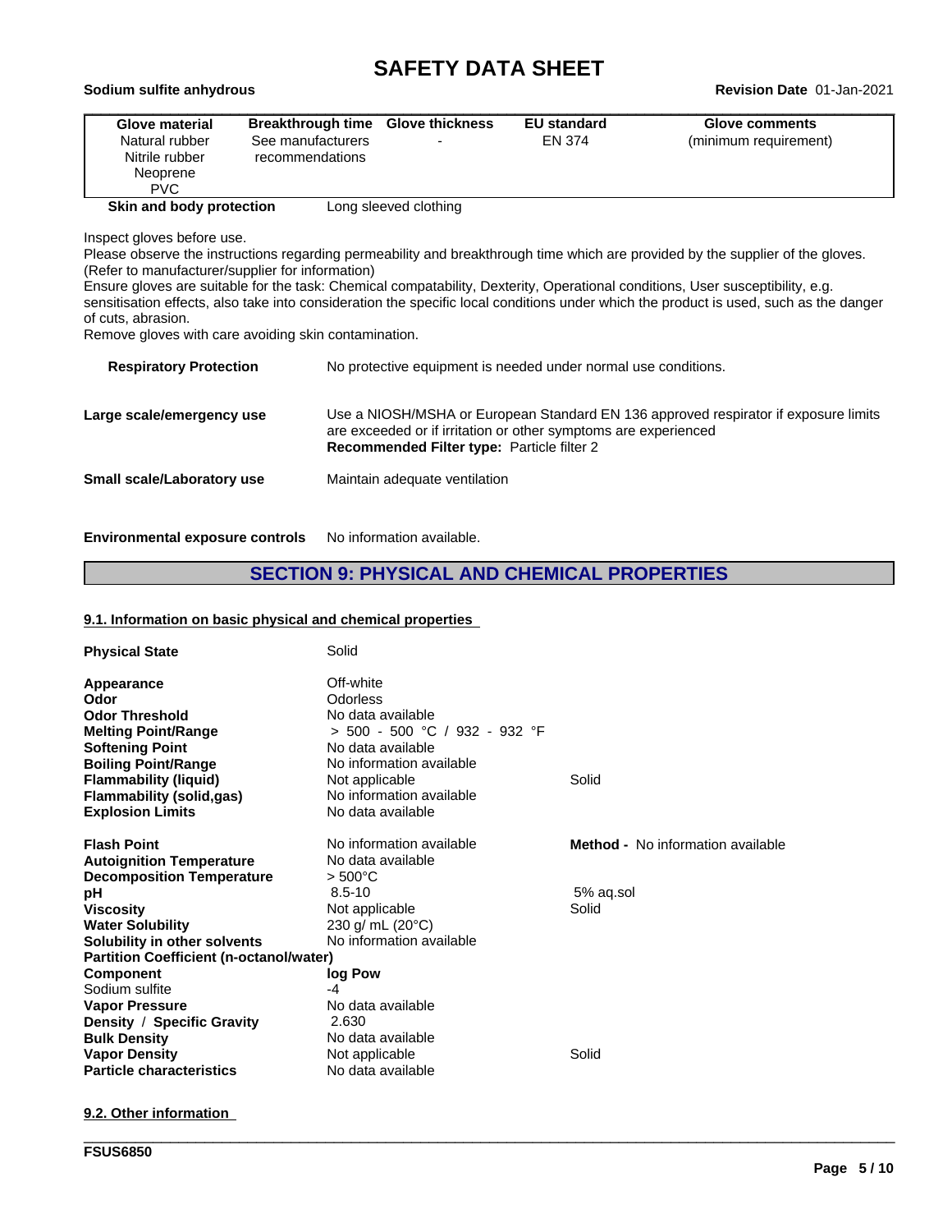| Glove material | Breakthrough time | Glove thickness | EU standard | Glove comments |
|---|---|---|---|---|
| Natural rubber<br>Nitrile rubber<br>Neoprene<br>PVC | See manufacturers recommendations | - | EN 374 | (minimum requirement) |

**Skin and body protection** Long sleeved clothing

Inspect gloves before use.
Please observe the instructions regarding permeability and breakthrough time which are provided by the supplier of the gloves. (Refer to manufacturer/supplier for information)
Ensure gloves are suitable for the task: Chemical compatability, Dexterity, Operational conditions, User susceptibility, e.g. sensitisation effects, also take into consideration the specific local conditions under which the product is used, such as the danger of cuts, abrasion.
Remove gloves with care avoiding skin contamination.

**Respiratory Protection** No protective equipment is needed under normal use conditions.

**Large scale/emergency use** Use a NIOSH/MSHA or European Standard EN 136 approved respirator if exposure limits are exceeded or if irritation or other symptoms are experienced
**Recommended Filter type:** Particle filter 2

**Small scale/Laboratory use** Maintain adequate ventilation

**Environmental exposure controls** No information available.

## SECTION 9: PHYSICAL AND CHEMICAL PROPERTIES

### 9.1. Information on basic physical and chemical properties

| | | |
|---|---|---|
| **Physical State** | Solid | |
| **Appearance** | Off-white | |
| **Odor** | Odorless | |
| **Odor Threshold** | No data available | |
| **Melting Point/Range** | > 500 - 500 °C / 932 - 932 °F | |
| **Softening Point** | No data available | |
| **Boiling Point/Range** | No information available | |
| **Flammability (liquid)** | Not applicable | Solid |
| **Flammability (solid,gas)** | No information available | |
| **Explosion Limits** | No data available | |
| **Flash Point** | No information available | **Method -** No information available |
| **Autoignition Temperature** | No data available | |
| **Decomposition Temperature** | > 500°C | |
| **pH** | 8.5-10 | 5% aq.sol |
| **Viscosity** | Not applicable | Solid |
| **Water Solubility** | 230 g/ mL (20°C) | |
| **Solubility in other solvents** | No information available | |

**Partition Coefficient (n-octanol/water)**

| Component | log Pow |
|---|---|
| Sodium sulfite | -4 |

| | | |
|---|---|---|
| **Vapor Pressure** | No data available | |
| **Density / Specific Gravity** | 2.630 | |
| **Bulk Density** | No data available | |
| **Vapor Density** | Not applicable | Solid |
| **Particle characteristics** | No data available | |

### 9.2. Other information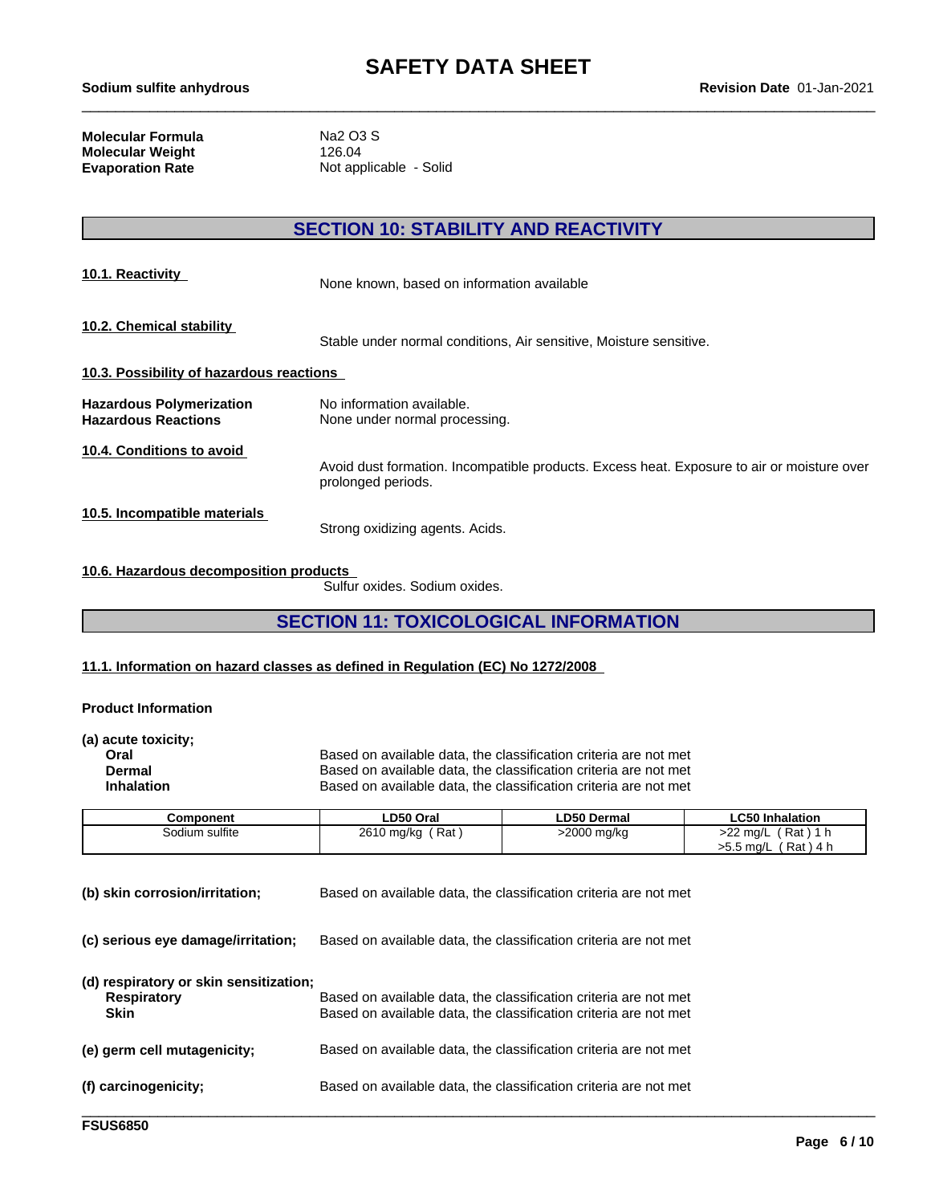| **Molecular Formula** | Na2 O3 S |
|---|---|
| **Molecular Weight** | 126.04 |
| **Evaporation Rate** | Not applicable - Solid |

## SECTION 10: STABILITY AND REACTIVITY

**10.1. Reactivity**

None known, based on information available

**10.2. Chemical stability**

Stable under normal conditions, Air sensitive, Moisture sensitive.

**10.3. Possibility of hazardous reactions**

| | |
|---|---|
| **Hazardous Polymerization** | No information available. |
| **Hazardous Reactions** | None under normal processing. |

**10.4. Conditions to avoid**

Avoid dust formation. Incompatible products. Excess heat. Exposure to air or moisture over prolonged periods.

**10.5. Incompatible materials**

Strong oxidizing agents. Acids.

**10.6. Hazardous decomposition products**

Sulfur oxides. Sodium oxides.

## SECTION 11: TOXICOLOGICAL INFORMATION

**11.1. Information on hazard classes as defined in Regulation (EC) No 1272/2008**

**Product Information**

**(a) acute toxicity;**

| | |
|---|---|
| **Oral** | Based on available data, the classification criteria are not met |
| **Dermal** | Based on available data, the classification criteria are not met |
| **Inhalation** | Based on available data, the classification criteria are not met |

| Component | LD50 Oral | LD50 Dermal | LC50 Inhalation |
|---|---|---|---|
| Sodium sulfite | 2610 mg/kg ( Rat ) | >2000 mg/kg | >22 mg/L ( Rat ) 1 h<br>>5.5 mg/L ( Rat ) 4 h |

**(b) skin corrosion/irritation;** Based on available data, the classification criteria are not met

**(c) serious eye damage/irritation;** Based on available data, the classification criteria are not met

**(d) respiratory or skin sensitization;**

| | |
|---|---|
| **Respiratory** | Based on available data, the classification criteria are not met |
| **Skin** | Based on available data, the classification criteria are not met |

**(e) germ cell mutagenicity;** Based on available data, the classification criteria are not met

**(f) carcinogenicity;** Based on available data, the classification criteria are not met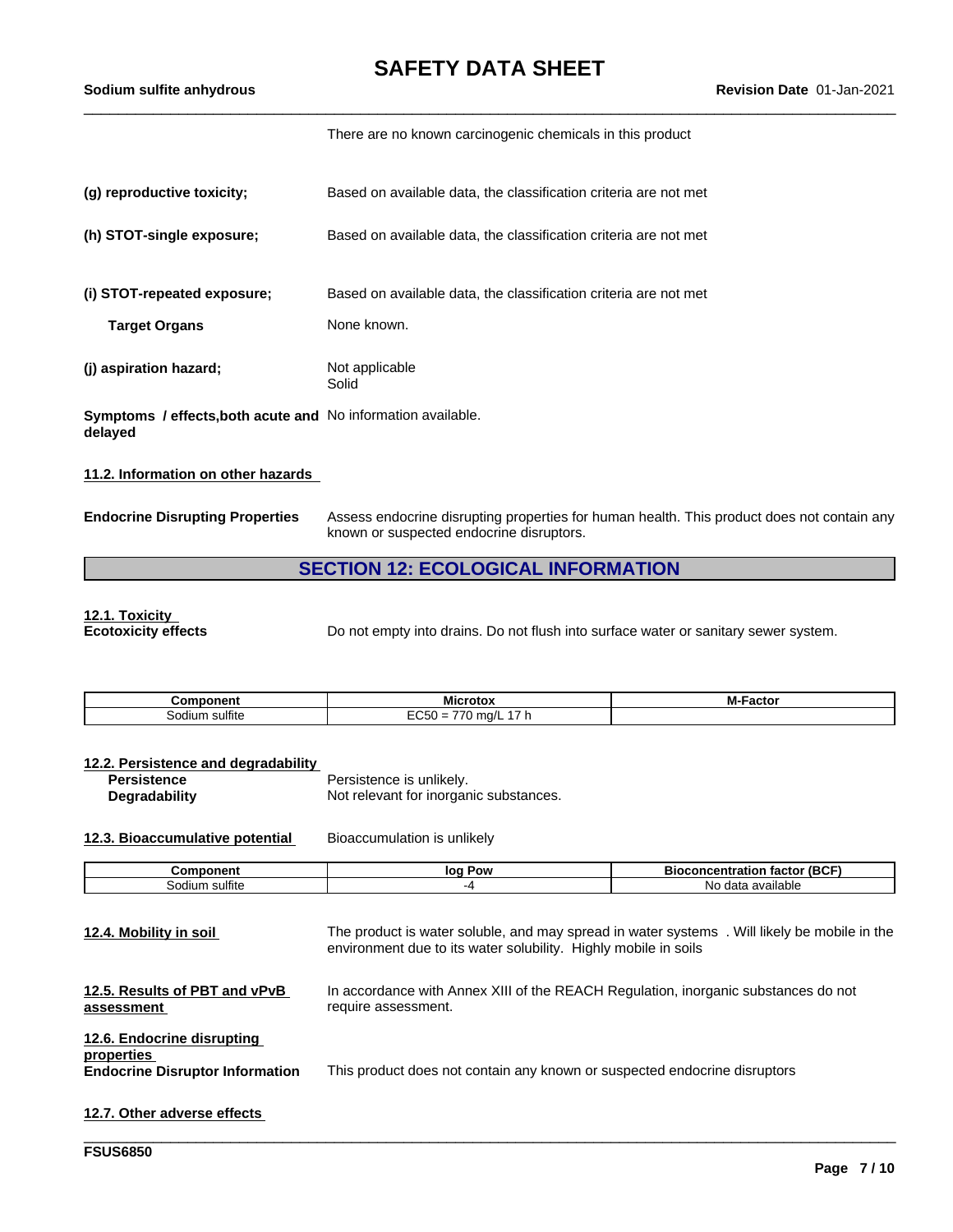There are no known carcinogenic chemicals in this product

**(g) reproductive toxicity;** Based on available data, the classification criteria are not met

**(h) STOT-single exposure;** Based on available data, the classification criteria are not met

**(i) STOT-repeated exposure;** Based on available data, the classification criteria are not met

**Target Organs** None known.

**(j) aspiration hazard;** Not applicable
Solid

**Symptoms / effects,both acute and delayed** No information available.

**11.2. Information on other hazards**

**Endocrine Disrupting Properties** Assess endocrine disrupting properties for human health. This product does not contain any known or suspected endocrine disruptors.

## SECTION 12: ECOLOGICAL INFORMATION

**12.1. Toxicity**
**Ecotoxicity effects** Do not empty into drains. Do not flush into surface water or sanitary sewer system.

| Component | Microtox | M-Factor |
|---|---|---|
| Sodium sulfite | EC50 = 770 mg/L 17 h | |

**12.2. Persistence and degradability**
**Persistence** Persistence is unlikely.
**Degradability** Not relevant for inorganic substances.

**12.3. Bioaccumulative potential** Bioaccumulation is unlikely

| Component | log Pow | Bioconcentration factor (BCF) |
|---|---|---|
| Sodium sulfite | -4 | No data available |

**12.4. Mobility in soil** The product is water soluble, and may spread in water systems . Will likely be mobile in the environment due to its water solubility. Highly mobile in soils

**12.5. Results of PBT and vPvB assessment** In accordance with Annex XIII of the REACH Regulation, inorganic substances do not require assessment.

**12.6. Endocrine disrupting properties**
**Endocrine Disruptor Information** This product does not contain any known or suspected endocrine disruptors

**12.7. Other adverse effects**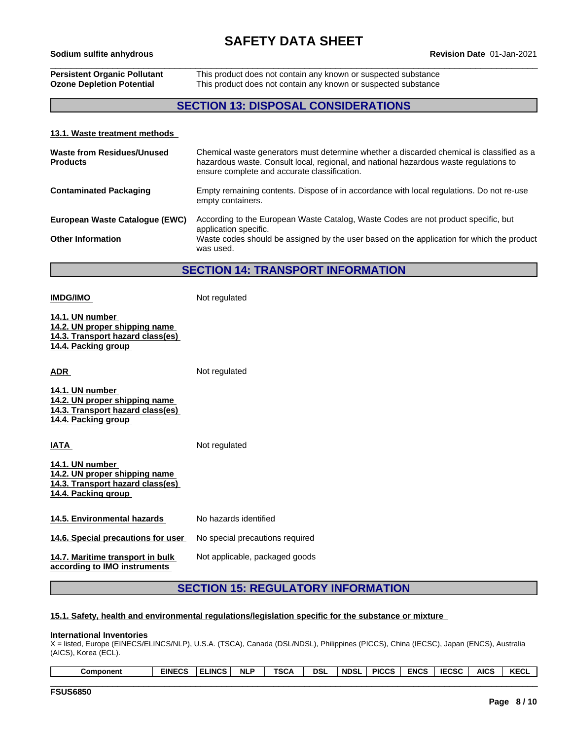| | |
|---|---|
| **Persistent Organic Pollutant** | This product does not contain any known or suspected substance |
| **Ozone Depletion Potential** | This product does not contain any known or suspected substance |

## SECTION 13: DISPOSAL CONSIDERATIONS

**13.1. Waste treatment methods**

| | |
|---|---|
| **Waste from Residues/Unused Products** | Chemical waste generators must determine whether a discarded chemical is classified as a hazardous waste. Consult local, regional, and national hazardous waste regulations to ensure complete and accurate classification. |
| **Contaminated Packaging** | Empty remaining contents. Dispose of in accordance with local regulations. Do not re-use empty containers. |
| **European Waste Catalogue (EWC)** | According to the European Waste Catalog, Waste Codes are not product specific, but application specific. |
| **Other Information** | Waste codes should be assigned by the user based on the application for which the product was used. |

## SECTION 14: TRANSPORT INFORMATION

**IMDG/IMO** Not regulated

**14.1. UN number**
**14.2. UN proper shipping name**
**14.3. Transport hazard class(es)**
**14.4. Packing group**

**ADR** Not regulated

**14.1. UN number**
**14.2. UN proper shipping name**
**14.3. Transport hazard class(es)**
**14.4. Packing group**

**IATA** Not regulated

**14.1. UN number**
**14.2. UN proper shipping name**
**14.3. Transport hazard class(es)**
**14.4. Packing group**

| | |
|---|---|
| **14.5. Environmental hazards** | No hazards identified |
| **14.6. Special precautions for user** | No special precautions required |
| **14.7. Maritime transport in bulk according to IMO instruments** | Not applicable, packaged goods |

## SECTION 15: REGULATORY INFORMATION

**15.1. Safety, health and environmental regulations/legislation specific for the substance or mixture**

**International Inventories**
X = listed, Europe (EINECS/ELINCS/NLP), U.S.A. (TSCA), Canada (DSL/NDSL), Philippines (PICCS), China (IECSC), Japan (ENCS), Australia (AICS), Korea (ECL).

| Component | EINECS | ELINCS | NLP | TSCA | DSL | NDSL | PICCS | ENCS | IECSC | AICS | KECL |
|---|---|---|---|---|---|---|---|---|---|---|---|

FSUS6850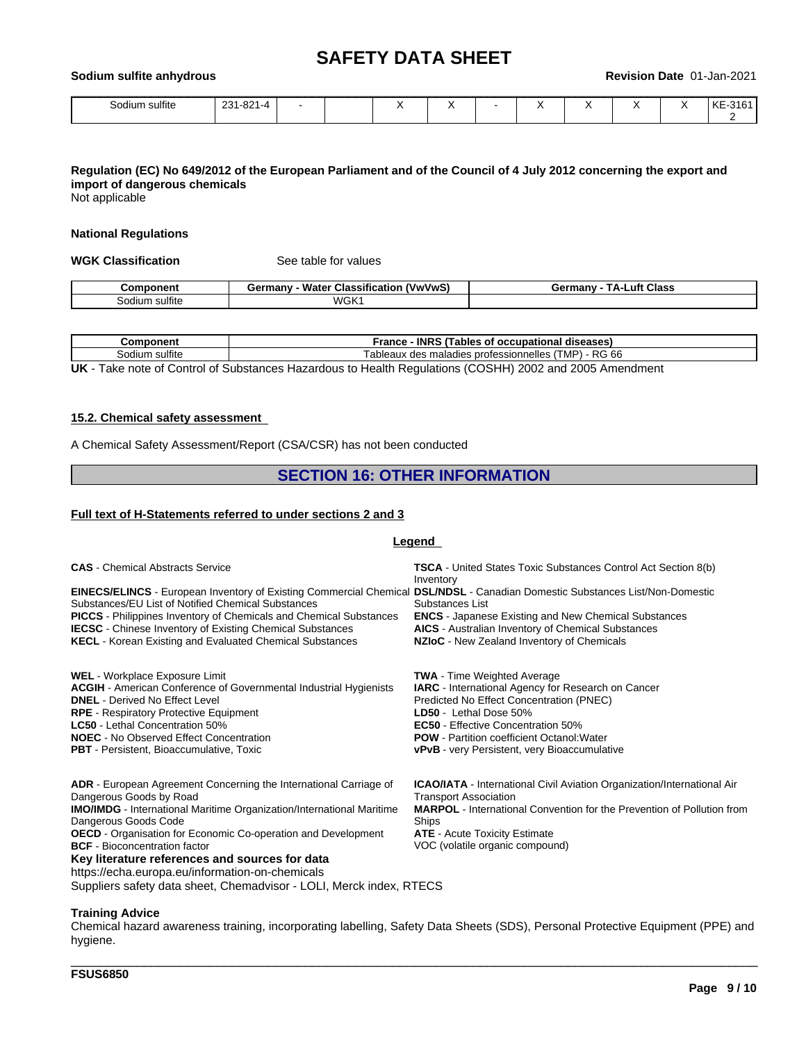| Sodium sulfite | 231-821-4 | - | | X | X | - | X | X | X | X | KE-31612 |
|---|---|---|---|---|---|---|---|---|---|---|---|

**Regulation (EC) No 649/2012 of the European Parliament and of the Council of 4 July 2012 concerning the export and import of dangerous chemicals**
Not applicable

**National Regulations**

**WGK Classification** See table for values

| Component | Germany - Water Classification (VwVwS) | Germany - TA-Luft Class |
|---|---|---|
| Sodium sulfite | WGK1 | |

| Component | France - INRS (Tables of occupational diseases) |
|---|---|
| Sodium sulfite | Tableaux des maladies professionnelles (TMP) - RG 66 |

**UK** - Take note of Control of Substances Hazardous to Health Regulations (COSHH) 2002 and 2005 Amendment

**15.2. Chemical safety assessment**

A Chemical Safety Assessment/Report (CSA/CSR) has not been conducted

## SECTION 16: OTHER INFORMATION

**Full text of H-Statements referred to under sections 2 and 3**

**Legend**

**CAS** - Chemical Abstracts Service
**EINECS/ELINCS** - European Inventory of Existing Commercial Chemical Substances/EU List of Notified Chemical Substances
**PICCS** - Philippines Inventory of Chemicals and Chemical Substances
**IECSC** - Chinese Inventory of Existing Chemical Substances
**KECL** - Korean Existing and Evaluated Chemical Substances
**TSCA** - United States Toxic Substances Control Act Section 8(b) Inventory
**DSL/NDSL** - Canadian Domestic Substances List/Non-Domestic Substances List
**ENCS** - Japanese Existing and New Chemical Substances
**AICS** - Australian Inventory of Chemical Substances
**NZIoC** - New Zealand Inventory of Chemicals

**WEL** - Workplace Exposure Limit
**ACGIH** - American Conference of Governmental Industrial Hygienists
**DNEL** - Derived No Effect Level
**RPE** - Respiratory Protective Equipment
**LC50** - Lethal Concentration 50%
**NOEC** - No Observed Effect Concentration
**PBT** - Persistent, Bioaccumulative, Toxic
**TWA** - Time Weighted Average
**IARC** - International Agency for Research on Cancer
Predicted No Effect Concentration (PNEC)
**LD50** - Lethal Dose 50%
**EC50** - Effective Concentration 50%
**POW** - Partition coefficient Octanol:Water
**vPvB** - very Persistent, very Bioaccumulative

**ADR** - European Agreement Concerning the International Carriage of Dangerous Goods by Road
**IMO/IMDG** - International Maritime Organization/International Maritime Dangerous Goods Code
**OECD** - Organisation for Economic Co-operation and Development
**BCF** - Bioconcentration factor
**ICAO/IATA** - International Civil Aviation Organization/International Air Transport Association
**MARPOL** - International Convention for the Prevention of Pollution from Ships
**ATE** - Acute Toxicity Estimate
VOC (volatile organic compound)

**Key literature references and sources for data**
https://echa.europa.eu/information-on-chemicals
Suppliers safety data sheet, Chemadvisor - LOLI, Merck index, RTECS

**Training Advice**
Chemical hazard awareness training, incorporating labelling, Safety Data Sheets (SDS), Personal Protective Equipment (PPE) and hygiene.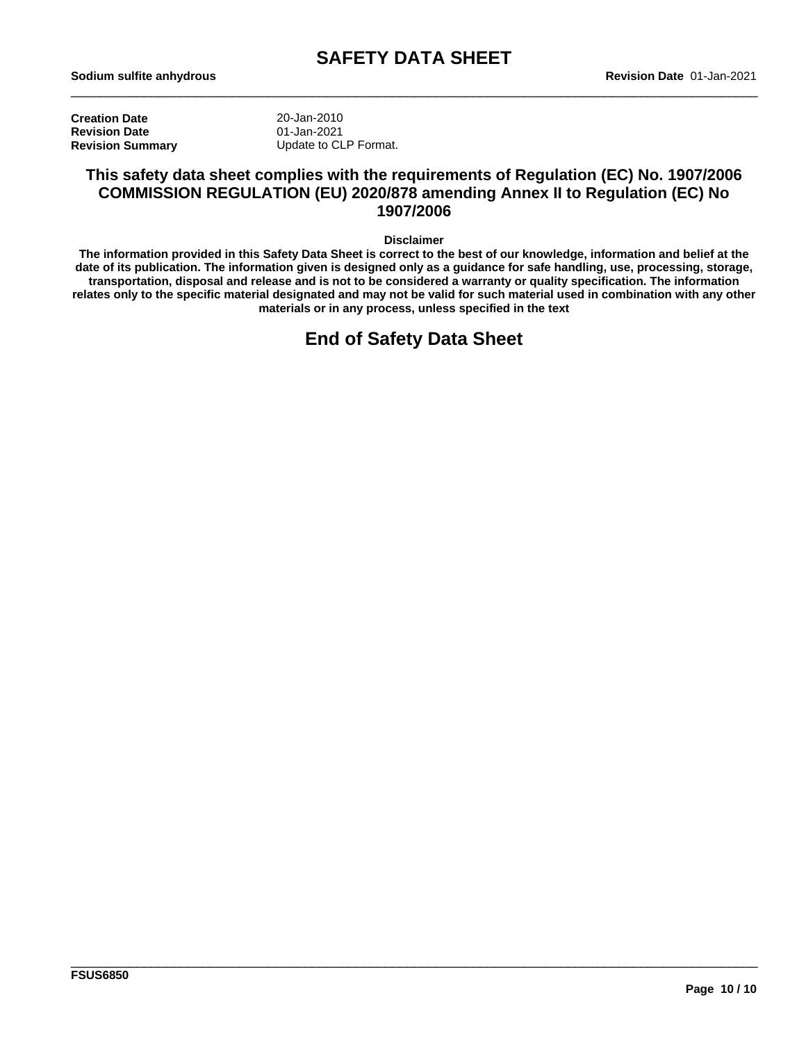**Creation Date** 20-Jan-2010
**Revision Date** 01-Jan-2021
**Revision Summary** Update to CLP Format.

## This safety data sheet complies with the requirements of Regulation (EC) No. 1907/2006 COMMISSION REGULATION (EU) 2020/878 amending Annex II to Regulation (EC) No 1907/2006

**Disclaimer**

**The information provided in this Safety Data Sheet is correct to the best of our knowledge, information and belief at the date of its publication. The information given is designed only as a guidance for safe handling, use, processing, storage, transportation, disposal and release and is not to be considered a warranty or quality specification. The information relates only to the specific material designated and may not be valid for such material used in combination with any other materials or in any process, unless specified in the text**

## End of Safety Data Sheet